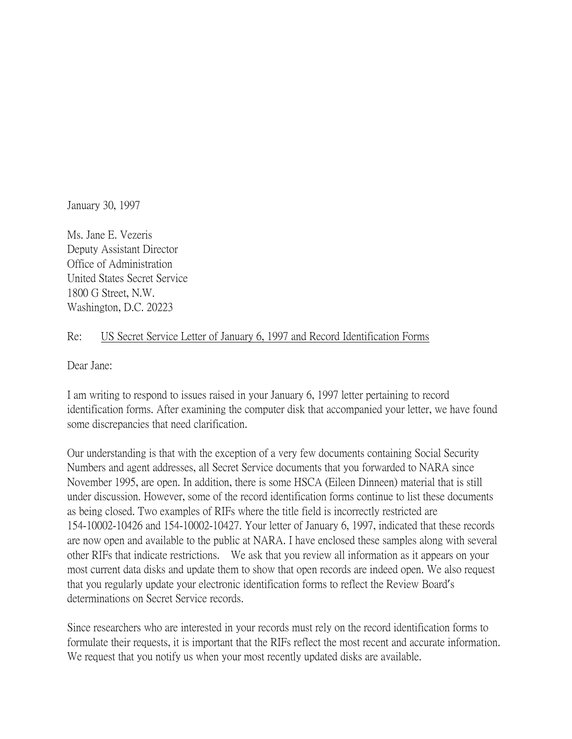January 30, 1997

Ms. Jane E. Vezeris
Deputy Assistant Director
Office of Administration
United States Secret Service
1800 G Street, N.W.
Washington, D.C. 20223

Re: <u>US Secret Service Letter of January 6, 1997 and Record Identification Forms</u>

Dear Jane:

I am writing to respond to issues raised in your January 6, 1997 letter pertaining to record identification forms. After examining the computer disk that accompanied your letter, we have found some discrepancies that need clarification.

Our understanding is that with the exception of a very few documents containing Social Security Numbers and agent addresses, all Secret Service documents that you forwarded to NARA since November 1995, are open. In addition, there is some HSCA (Eileen Dinneen) material that is still under discussion. However, some of the record identification forms continue to list these documents as being closed. Two examples of RIFs where the title field is incorrectly restricted are 154-10002-10426 and 154-10002-10427. Your letter of January 6, 1997, indicated that these records are now open and available to the public at NARA. I have enclosed these samples along with several other RIFs that indicate restrictions. We ask that you review all information as it appears on your most current data disks and update them to show that open records are indeed open. We also request that you regularly update your electronic identification forms to reflect the Review Board's determinations on Secret Service records.

Since researchers who are interested in your records must rely on the record identification forms to formulate their requests, it is important that the RIFs reflect the most recent and accurate information. We request that you notify us when your most recently updated disks are available.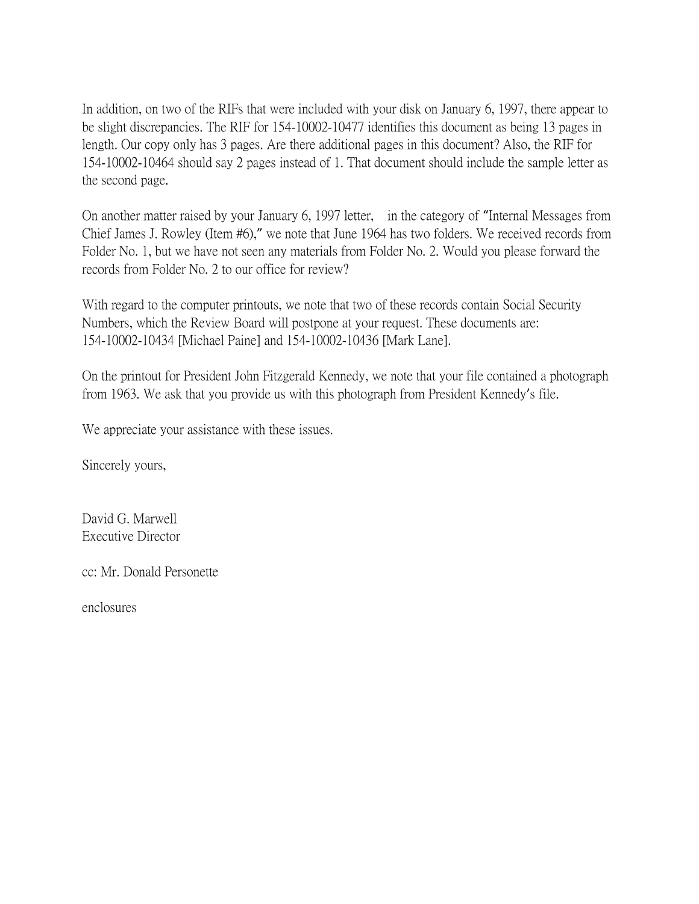In addition, on two of the RIFs that were included with your disk on January 6, 1997, there appear to be slight discrepancies. The RIF for 154-10002-10477 identifies this document as being 13 pages in length. Our copy only has 3 pages. Are there additional pages in this document? Also, the RIF for 154-10002-10464 should say 2 pages instead of 1. That document should include the sample letter as the second page.

On another matter raised by your January 6, 1997 letter, in the category of "Internal Messages from Chief James J. Rowley (Item #6)," we note that June 1964 has two folders. We received records from Folder No. 1, but we have not seen any materials from Folder No. 2. Would you please forward the records from Folder No. 2 to our office for review?

With regard to the computer printouts, we note that two of these records contain Social Security Numbers, which the Review Board will postpone at your request. These documents are: 154-10002-10434 [Michael Paine] and 154-10002-10436 [Mark Lane].

On the printout for President John Fitzgerald Kennedy, we note that your file contained a photograph from 1963. We ask that you provide us with this photograph from President Kennedy's file.

We appreciate your assistance with these issues.

Sincerely yours,

David G. Marwell
Executive Director

cc: Mr. Donald Personette

enclosures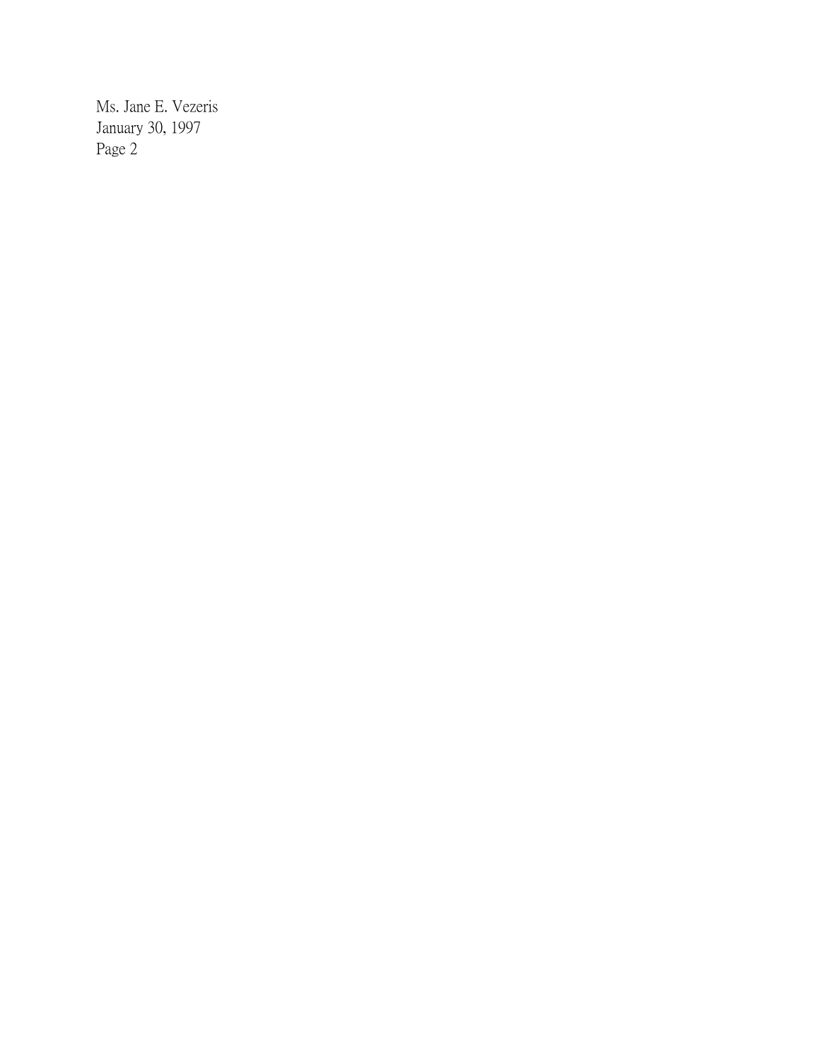Ms. Jane E. Vezeris
January 30, 1997
Page 2